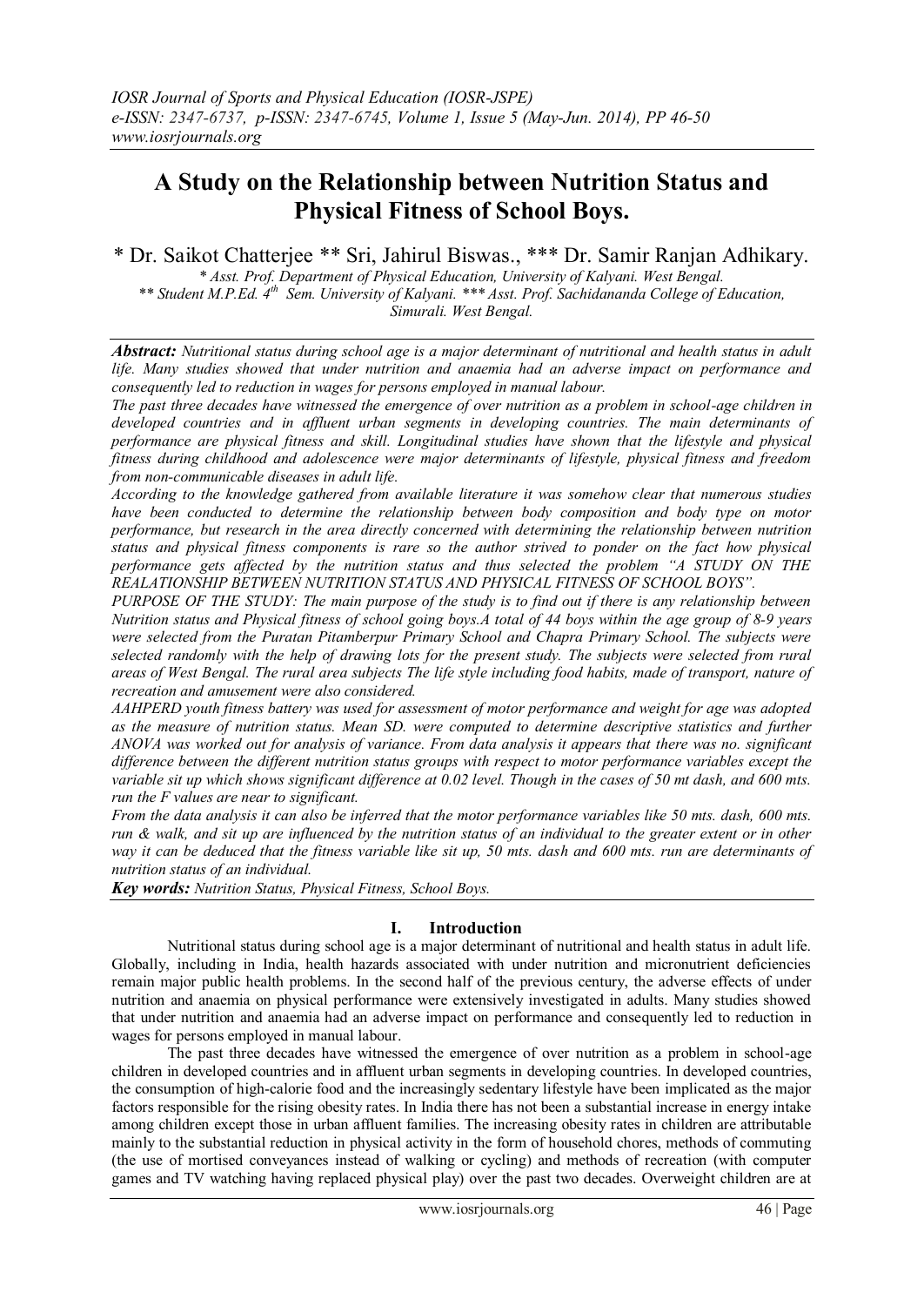# A Study on the Relationship between Nutrition Status and Physical Fitness of School Boys.

\* Dr. Saikot Chatterjee \*\* Sri, Jahirul Biswas., \*\*\* Dr. Samir Ranjan Adhikary.

*\* Asst. Prof. Department of Physical Education, University of Kalyani. West Bengal.*
*\*\* Student M.P.Ed. 4th Sem. University of Kalyani. \*\*\* Asst. Prof. Sachidananda College of Education, Simurali. West Bengal.*

***Abstract:*** *Nutritional status during school age is a major determinant of nutritional and health status in adult life. Many studies showed that under nutrition and anaemia had an adverse impact on performance and consequently led to reduction in wages for persons employed in manual labour.*

*The past three decades have witnessed the emergence of over nutrition as a problem in school-age children in developed countries and in affluent urban segments in developing countries. The main determinants of performance are physical fitness and skill. Longitudinal studies have shown that the lifestyle and physical fitness during childhood and adolescence were major determinants of lifestyle, physical fitness and freedom from non-communicable diseases in adult life.*

*According to the knowledge gathered from available literature it was somehow clear that numerous studies have been conducted to determine the relationship between body composition and body type on motor performance, but research in the area directly concerned with determining the relationship between nutrition status and physical fitness components is rare so the author strived to ponder on the fact how physical performance gets affected by the nutrition status and thus selected the problem "A STUDY ON THE RELATIONSHIP BETWEEN NUTRITION STATUS AND PHYSICAL FITNESS OF SCHOOL BOYS".*

*PURPOSE OF THE STUDY: The main purpose of the study is to find out if there is any relationship between Nutrition status and Physical fitness of school going boys.A total of 44 boys within the age group of 8-9 years were selected from the Puratan Pitamberpur Primary School and Chapra Primary School. The subjects were selected randomly with the help of drawing lots for the present study. The subjects were selected from rural areas of West Bengal. The rural area subjects The life style including food habits, made of transport, nature of recreation and amusement were also considered.*

*AAHPERD youth fitness battery was used for assessment of motor performance and weight for age was adopted as the measure of nutrition status. Mean SD. were computed to determine descriptive statistics and further ANOVA was worked out for analysis of variance. From data analysis it appears that there was no. significant difference between the different nutrition status groups with respect to motor performance variables except the variable sit up which shows significant difference at 0.02 level. Though in the cases of 50 mt dash, and 600 mts. run the F values are near to significant.*

*From the data analysis it can also be inferred that the motor performance variables like 50 mts. dash, 600 mts. run & walk, and sit up are influenced by the nutrition status of an individual to the greater extent or in other way it can be deduced that the fitness variable like sit up, 50 mts. dash and 600 mts. run are determinants of nutrition status of an individual.*

***Key words:*** *Nutrition Status, Physical Fitness, School Boys.*

## I. Introduction

Nutritional status during school age is a major determinant of nutritional and health status in adult life. Globally, including in India, health hazards associated with under nutrition and micronutrient deficiencies remain major public health problems. In the second half of the previous century, the adverse effects of under nutrition and anaemia on physical performance were extensively investigated in adults. Many studies showed that under nutrition and anaemia had an adverse impact on performance and consequently led to reduction in wages for persons employed in manual labour.

The past three decades have witnessed the emergence of over nutrition as a problem in school-age children in developed countries and in affluent urban segments in developing countries. In developed countries, the consumption of high-calorie food and the increasingly sedentary lifestyle have been implicated as the major factors responsible for the rising obesity rates. In India there has not been a substantial increase in energy intake among children except those in urban affluent families. The increasing obesity rates in children are attributable mainly to the substantial reduction in physical activity in the form of household chores, methods of commuting (the use of mortised conveyances instead of walking or cycling) and methods of recreation (with computer games and TV watching having replaced physical play) over the past two decades. Overweight children are at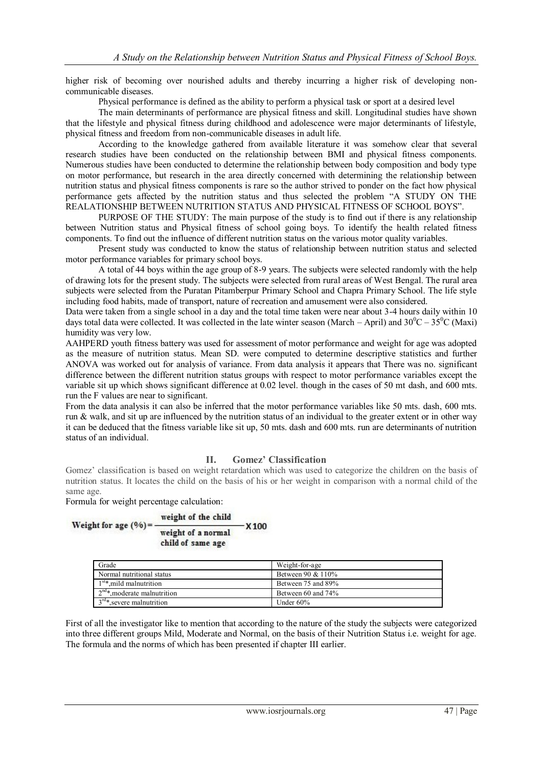higher risk of becoming over nourished adults and thereby incurring a higher risk of developing non-communicable diseases.

Physical performance is defined as the ability to perform a physical task or sport at a desired level

The main determinants of performance are physical fitness and skill. Longitudinal studies have shown that the lifestyle and physical fitness during childhood and adolescence were major determinants of lifestyle, physical fitness and freedom from non-communicable diseases in adult life.

According to the knowledge gathered from available literature it was somehow clear that several research studies have been conducted on the relationship between BMI and physical fitness components. Numerous studies have been conducted to determine the relationship between body composition and body type on motor performance, but research in the area directly concerned with determining the relationship between nutrition status and physical fitness components is rare so the author strived to ponder on the fact how physical performance gets affected by the nutrition status and thus selected the problem "A STUDY ON THE REALATIONSHIP BETWEEN NUTRITION STATUS AND PHYSICAL FITNESS OF SCHOOL BOYS".

PURPOSE OF THE STUDY: The main purpose of the study is to find out if there is any relationship between Nutrition status and Physical fitness of school going boys. To identify the health related fitness components. To find out the influence of different nutrition status on the various motor quality variables.

Present study was conducted to know the status of relationship between nutrition status and selected motor performance variables for primary school boys.

A total of 44 boys within the age group of 8-9 years. The subjects were selected randomly with the help of drawing lots for the present study. The subjects were selected from rural areas of West Bengal. The rural area subjects were selected from the Puratan Pitamberpur Primary School and Chapra Primary School. The life style including food habits, made of transport, nature of recreation and amusement were also considered.

Data were taken from a single school in a day and the total time taken were near about 3-4 hours daily within 10 days total data were collected. It was collected in the late winter season (March – April) and $30^0$C – $35^0$C (Maxi) humidity was very low.

AAHPERD youth fitness battery was used for assessment of motor performance and weight for age was adopted as the measure of nutrition status. Mean SD. were computed to determine descriptive statistics and further ANOVA was worked out for analysis of variance. From data analysis it appears that There was no. significant difference between the different nutrition status groups with respect to motor performance variables except the variable sit up which shows significant difference at 0.02 level. though in the cases of 50 mt dash, and 600 mts. run the F values are near to significant.

From the data analysis it can also be inferred that the motor performance variables like 50 mts. dash, 600 mts. run & walk, and sit up are influenced by the nutrition status of an individual to the greater extent or in other way it can be deduced that the fitness variable like sit up, 50 mts. dash and 600 mts. run are determinants of nutrition status of an individual.

## II. Gomez' Classification

Gomez' classification is based on weight retardation which was used to categorize the children on the basis of nutrition status. It locates the child on the basis of his or her weight in comparison with a normal child of the same age.

Formula for weight percentage calculation:

$$\text{Weight for age } (\%) = \frac{\text{weight of the child}}{\text{weight of a normal child of same age}} \times 100$$

| Grade | Weight-for-age |
|---|---|
| Normal nutritional status | Between 90 & 110% |
| 1st*,mild malnutrition | Between 75 and 89% |
| 2nd*,moderate malnutrition | Between 60 and 74% |
| 3rd*,severe malnutrition | Under 60% |

First of all the investigator like to mention that according to the nature of the study the subjects were categorized into three different groups Mild, Moderate and Normal, on the basis of their Nutrition Status i.e. weight for age. The formula and the norms of which has been presented if chapter III earlier.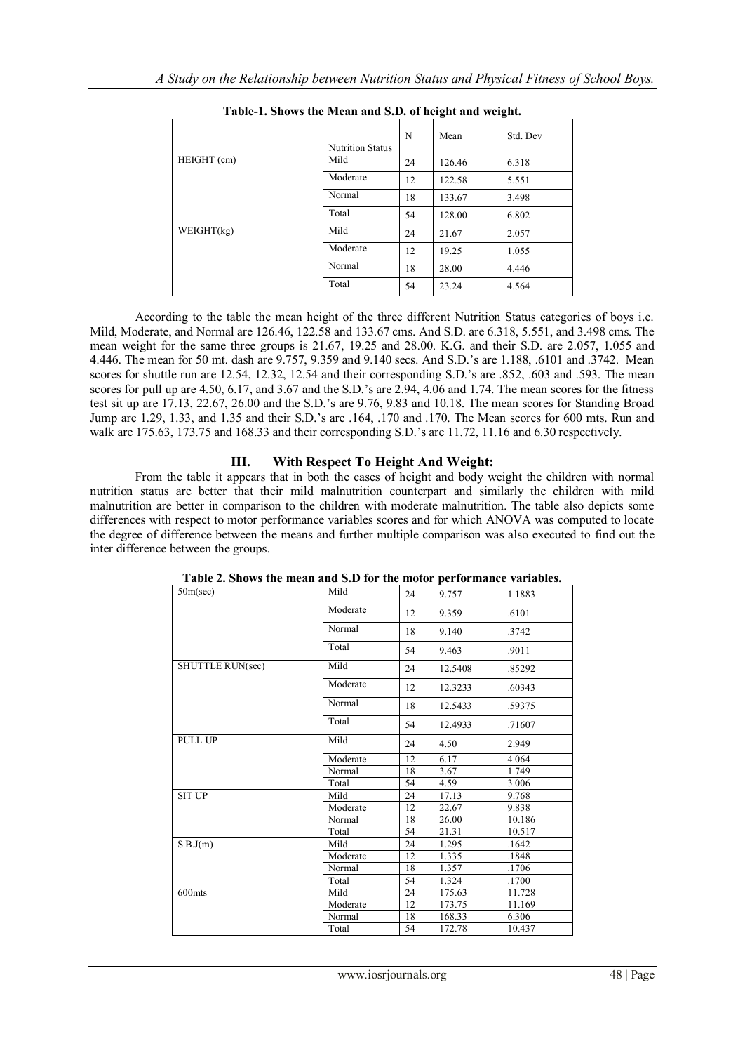**Table-1. Shows the Mean and S.D. of height and weight.**

| | Nutrition Status | N | Mean | Std. Dev |
|---|---|---|---|---|
| HEIGHT (cm) | Mild | 24 | 126.46 | 6.318 |
| | Moderate | 12 | 122.58 | 5.551 |
| | Normal | 18 | 133.67 | 3.498 |
| | Total | 54 | 128.00 | 6.802 |
| WEIGHT(kg) | Mild | 24 | 21.67 | 2.057 |
| | Moderate | 12 | 19.25 | 1.055 |
| | Normal | 18 | 28.00 | 4.446 |
| | Total | 54 | 23.24 | 4.564 |

According to the table the mean height of the three different Nutrition Status categories of boys i.e. Mild, Moderate, and Normal are 126.46, 122.58 and 133.67 cms. And S.D. are 6.318, 5.551, and 3.498 cms. The mean weight for the same three groups is 21.67, 19.25 and 28.00. K.G. and their S.D. are 2.057, 1.055 and 4.446. The mean for 50 mt. dash are 9.757, 9.359 and 9.140 secs. And S.D.'s are 1.188, .6101 and .3742. Mean scores for shuttle run are 12.54, 12.32, 12.54 and their corresponding S.D.'s are .852, .603 and .593. The mean scores for pull up are 4.50, 6.17, and 3.67 and the S.D.'s are 2.94, 4.06 and 1.74. The mean scores for the fitness test sit up are 17.13, 22.67, 26.00 and the S.D.'s are 9.76, 9.83 and 10.18. The mean scores for Standing Broad Jump are 1.29, 1.33, and 1.35 and their S.D.'s are .164, .170 and .170. The Mean scores for 600 mts. Run and walk are 175.63, 173.75 and 168.33 and their corresponding S.D.'s are 11.72, 11.16 and 6.30 respectively.

## III. With Respect To Height And Weight:

From the table it appears that in both the cases of height and body weight the children with normal nutrition status are better that their mild malnutrition counterpart and similarly the children with mild malnutrition are better in comparison to the children with moderate malnutrition. The table also depicts some differences with respect to motor performance variables scores and for which ANOVA was computed to locate the degree of difference between the means and further multiple comparison was also executed to find out the inter difference between the groups.

**Table 2. Shows the mean and S.D for the motor performance variables.**

| | | | | |
|---|---|---|---|---|
| 50m(sec) | Mild | 24 | 9.757 | 1.1883 |
| | Moderate | 12 | 9.359 | .6101 |
| | Normal | 18 | 9.140 | .3742 |
| | Total | 54 | 9.463 | .9011 |
| SHUTTLE RUN(sec) | Mild | 24 | 12.5408 | .85292 |
| | Moderate | 12 | 12.3233 | .60343 |
| | Normal | 18 | 12.5433 | .59375 |
| | Total | 54 | 12.4933 | .71607 |
| PULL UP | Mild | 24 | 4.50 | 2.949 |
| | Moderate | 12 | 6.17 | 4.064 |
| | Normal | 18 | 3.67 | 1.749 |
| | Total | 54 | 4.59 | 3.006 |
| SIT UP | Mild | 24 | 17.13 | 9.768 |
| | Moderate | 12 | 22.67 | 9.838 |
| | Normal | 18 | 26.00 | 10.186 |
| | Total | 54 | 21.31 | 10.517 |
| S.B.J(m) | Mild | 24 | 1.295 | .1642 |
| | Moderate | 12 | 1.335 | .1848 |
| | Normal | 18 | 1.357 | .1706 |
| | Total | 54 | 1.324 | .1700 |
| 600mts | Mild | 24 | 175.63 | 11.728 |
| | Moderate | 12 | 173.75 | 11.169 |
| | Normal | 18 | 168.33 | 6.306 |
| | Total | 54 | 172.78 | 10.437 |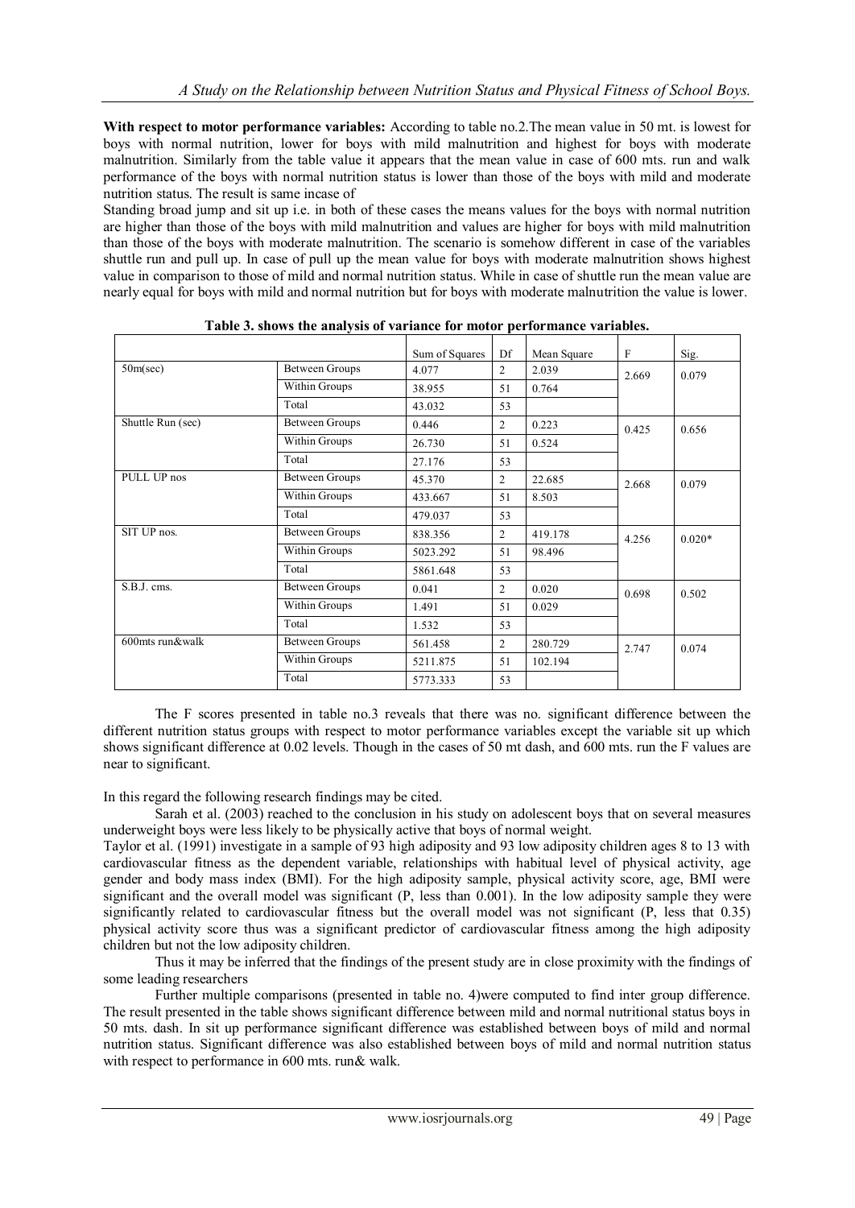**With respect to motor performance variables:** According to table no.2.The mean value in 50 mt. is lowest for boys with normal nutrition, lower for boys with mild malnutrition and highest for boys with moderate malnutrition. Similarly from the table value it appears that the mean value in case of 600 mts. run and walk performance of the boys with normal nutrition status is lower than those of the boys with mild and moderate nutrition status. The result is same incase of

Standing broad jump and sit up i.e. in both of these cases the means values for the boys with normal nutrition are higher than those of the boys with mild malnutrition and values are higher for boys with mild malnutrition than those of the boys with moderate malnutrition. The scenario is somehow different in case of the variables shuttle run and pull up. In case of pull up the mean value for boys with moderate malnutrition shows highest value in comparison to those of mild and normal nutrition status. While in case of shuttle run the mean value are nearly equal for boys with mild and normal nutrition but for boys with moderate malnutrition the value is lower.

**Table 3. shows the analysis of variance for motor performance variables.**

| | | Sum of Squares | Df | Mean Square | F | Sig. |
|---|---|---|---|---|---|---|
| 50m(sec) | Between Groups | 4.077 | 2 | 2.039 | 2.669 | 0.079 |
| | Within Groups | 38.955 | 51 | 0.764 | | |
| | Total | 43.032 | 53 | | | |
| Shuttle Run (sec) | Between Groups | 0.446 | 2 | 0.223 | 0.425 | 0.656 |
| | Within Groups | 26.730 | 51 | 0.524 | | |
| | Total | 27.176 | 53 | | | |
| PULL UP nos | Between Groups | 45.370 | 2 | 22.685 | 2.668 | 0.079 |
| | Within Groups | 433.667 | 51 | 8.503 | | |
| | Total | 479.037 | 53 | | | |
| SIT UP nos. | Between Groups | 838.356 | 2 | 419.178 | 4.256 | 0.020* |
| | Within Groups | 5023.292 | 51 | 98.496 | | |
| | Total | 5861.648 | 53 | | | |
| S.B.J. cms. | Between Groups | 0.041 | 2 | 0.020 | 0.698 | 0.502 |
| | Within Groups | 1.491 | 51 | 0.029 | | |
| | Total | 1.532 | 53 | | | |
| 600mts run&walk | Between Groups | 561.458 | 2 | 280.729 | 2.747 | 0.074 |
| | Within Groups | 5211.875 | 51 | 102.194 | | |
| | Total | 5773.333 | 53 | | | |

The F scores presented in table no.3 reveals that there was no. significant difference between the different nutrition status groups with respect to motor performance variables except the variable sit up which shows significant difference at 0.02 levels. Though in the cases of 50 mt dash, and 600 mts. run the F values are near to significant.

In this regard the following research findings may be cited.

Sarah et al. (2003) reached to the conclusion in his study on adolescent boys that on several measures underweight boys were less likely to be physically active that boys of normal weight.

Taylor et al. (1991) investigate in a sample of 93 high adiposity and 93 low adiposity children ages 8 to 13 with cardiovascular fitness as the dependent variable, relationships with habitual level of physical activity, age gender and body mass index (BMI). For the high adiposity sample, physical activity score, age, BMI were significant and the overall model was significant (P, less than 0.001). In the low adiposity sample they were significantly related to cardiovascular fitness but the overall model was not significant (P, less that 0.35) physical activity score thus was a significant predictor of cardiovascular fitness among the high adiposity children but not the low adiposity children.

Thus it may be inferred that the findings of the present study are in close proximity with the findings of some leading researchers

Further multiple comparisons (presented in table no. 4)were computed to find inter group difference. The result presented in the table shows significant difference between mild and normal nutritional status boys in 50 mts. dash. In sit up performance significant difference was established between boys of mild and normal nutrition status. Significant difference was also established between boys of mild and normal nutrition status with respect to performance in 600 mts. run& walk.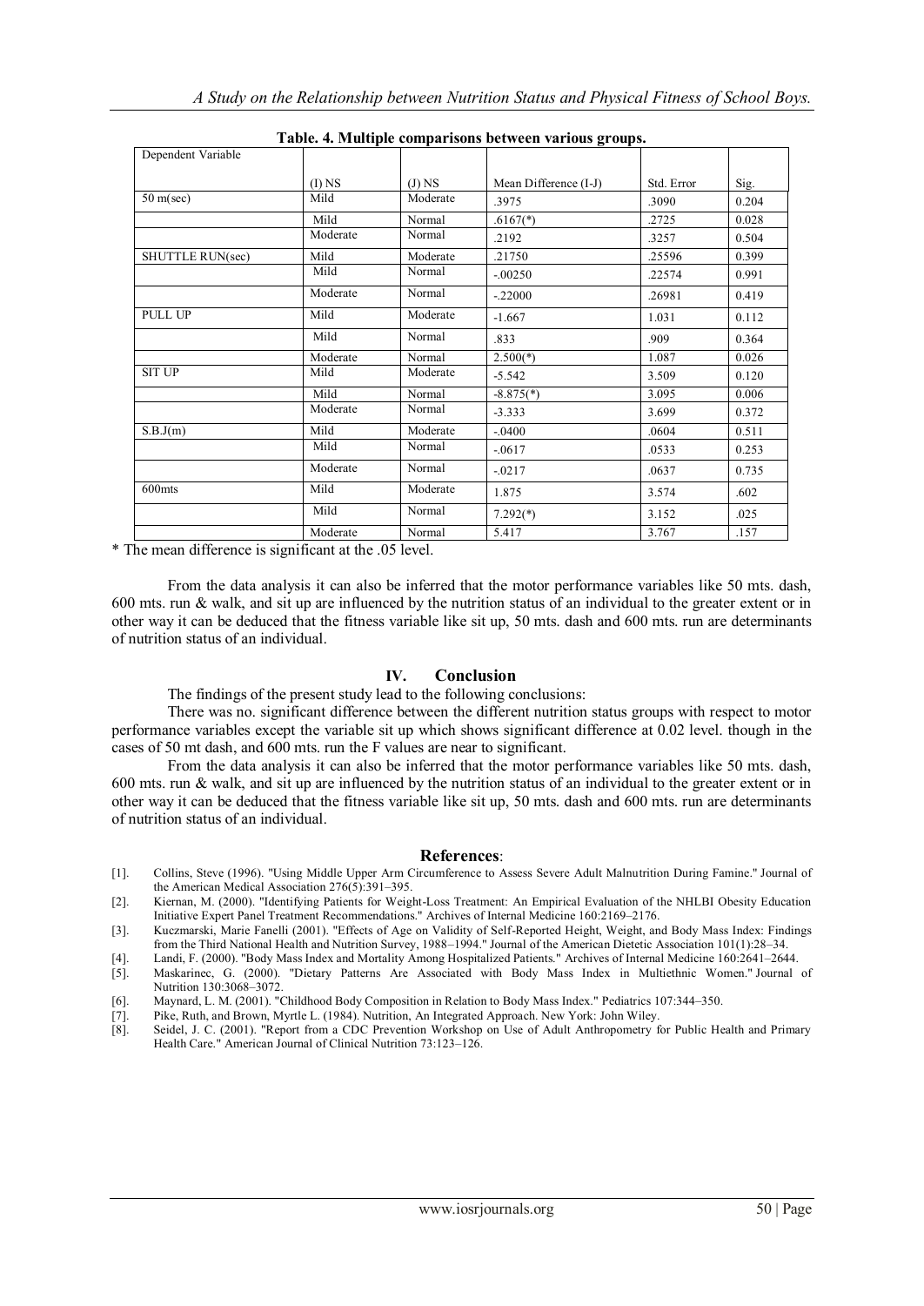**Table. 4. Multiple comparisons between various groups.**

| Dependent Variable | (I) NS | (J) NS | Mean Difference (I-J) | Std. Error | Sig. |
|---|---|---|---|---|---|
| 50 m(sec) | Mild | Moderate | .3975 | .3090 | 0.204 |
| | Mild | Normal | .6167(*) | .2725 | 0.028 |
| | Moderate | Normal | .2192 | .3257 | 0.504 |
| SHUTTLE RUN(sec) | Mild | Moderate | .21750 | .25596 | 0.399 |
| | Mild | Normal | -.00250 | .22574 | 0.991 |
| | Moderate | Normal | -.22000 | .26981 | 0.419 |
| PULL UP | Mild | Moderate | -1.667 | 1.031 | 0.112 |
| | Mild | Normal | .833 | .909 | 0.364 |
| | Moderate | Normal | 2.500(*) | 1.087 | 0.026 |
| SIT UP | Mild | Moderate | -5.542 | 3.509 | 0.120 |
| | Mild | Normal | -8.875(*) | 3.095 | 0.006 |
| | Moderate | Normal | -3.333 | 3.699 | 0.372 |
| S.B.J(m) | Mild | Moderate | -.0400 | .0604 | 0.511 |
| | Mild | Normal | -.0617 | .0533 | 0.253 |
| | Moderate | Normal | -.0217 | .0637 | 0.735 |
| 600mts | Mild | Moderate | 1.875 | 3.574 | .602 |
| | Mild | Normal | 7.292(*) | 3.152 | .025 |
| | Moderate | Normal | 5.417 | 3.767 | .157 |

\* The mean difference is significant at the .05 level.

From the data analysis it can also be inferred that the motor performance variables like 50 mts. dash, 600 mts. run & walk, and sit up are influenced by the nutrition status of an individual to the greater extent or in other way it can be deduced that the fitness variable like sit up, 50 mts. dash and 600 mts. run are determinants of nutrition status of an individual.

## IV. Conclusion

The findings of the present study lead to the following conclusions:

There was no. significant difference between the different nutrition status groups with respect to motor performance variables except the variable sit up which shows significant difference at 0.02 level. though in the cases of 50 mt dash, and 600 mts. run the F values are near to significant.

From the data analysis it can also be inferred that the motor performance variables like 50 mts. dash, 600 mts. run & walk, and sit up are influenced by the nutrition status of an individual to the greater extent or in other way it can be deduced that the fitness variable like sit up, 50 mts. dash and 600 mts. run are determinants of nutrition status of an individual.

## References:

[1]. Collins, Steve (1996). "Using Middle Upper Arm Circumference to Assess Severe Adult Malnutrition During Famine." Journal of the American Medical Association 276(5):391–395.

[2]. Kiernan, M. (2000). "Identifying Patients for Weight-Loss Treatment: An Empirical Evaluation of the NHLBI Obesity Education Initiative Expert Panel Treatment Recommendations." Archives of Internal Medicine 160:2169–2176.

[3]. Kuczmarski, Marie Fanelli (2001). "Effects of Age on Validity of Self-Reported Height, Weight, and Body Mass Index: Findings from the Third National Health and Nutrition Survey, 1988–1994." Journal of the American Dietetic Association 101(1):28–34.

[4]. Landi, F. (2000). "Body Mass Index and Mortality Among Hospitalized Patients." Archives of Internal Medicine 160:2641–2644.

[5]. Maskarinec, G. (2000). "Dietary Patterns Are Associated with Body Mass Index in Multiethnic Women." Journal of Nutrition 130:3068–3072.

[6]. Maynard, L. M. (2001). "Childhood Body Composition in Relation to Body Mass Index." Pediatrics 107:344–350.

[7]. Pike, Ruth, and Brown, Myrtle L. (1984). Nutrition, An Integrated Approach. New York: John Wiley.

[8]. Seidel, J. C. (2001). "Report from a CDC Prevention Workshop on Use of Adult Anthropometry for Public Health and Primary Health Care." American Journal of Clinical Nutrition 73:123–126.